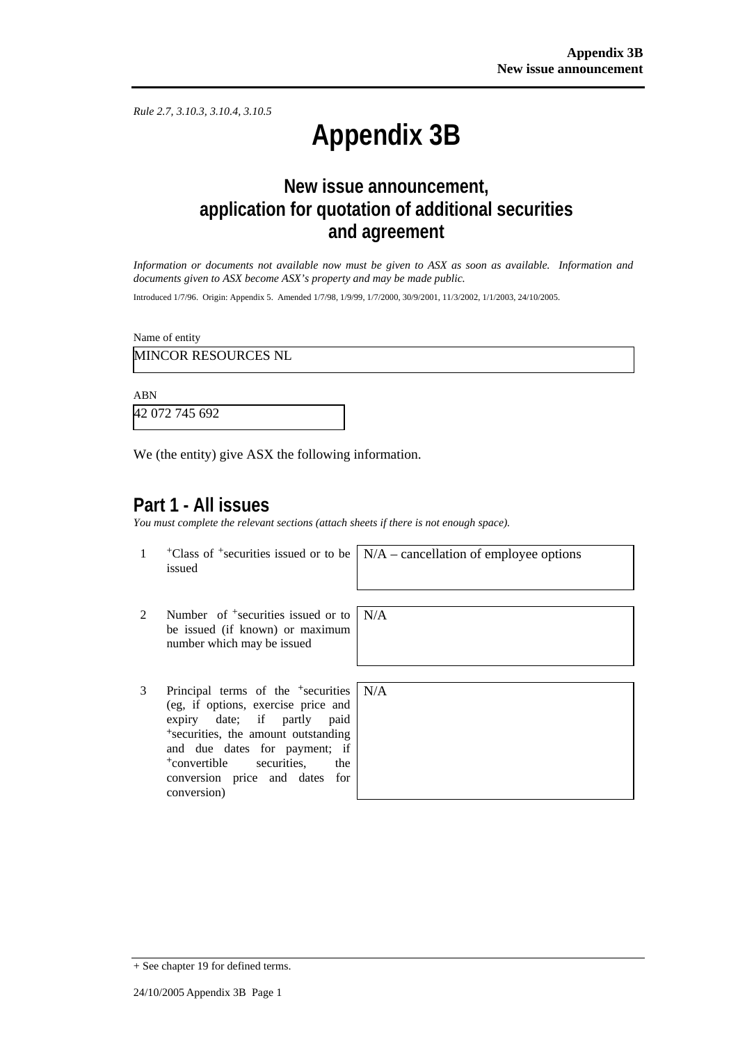*Rule 2.7, 3.10.3, 3.10.4, 3.10.5*

# Appendix 3B

## New issue announcement, application for quotation of additional securities and agreement

*Information or documents not available now must be given to ASX as soon as available. Information and documents given to ASX become ASX's property and may be made public.*

Introduced 1/7/96. Origin: Appendix 5. Amended 1/7/98, 1/9/99, 1/7/2000, 30/9/2001, 11/3/2002, 1/1/2003, 24/10/2005.

Name of entity

MINCOR RESOURCES NL

ABN

42 072 745 692

We (the entity) give ASX the following information.

## Part 1 - All issues

*You must complete the relevant sections (attach sheets if there is not enough space).*

| | | |
|---|---|---|
| 1 | +Class of +securities issued or to be issued | N/A – cancellation of employee options |
| 2 | Number of +securities issued or to be issued (if known) or maximum number which may be issued | N/A |
| 3 | Principal terms of the +securities (eg, if options, exercise price and expiry date; if partly paid +securities, the amount outstanding and due dates for payment; if +convertible securities, the conversion price and dates for conversion) | N/A |

+ See chapter 19 for defined terms.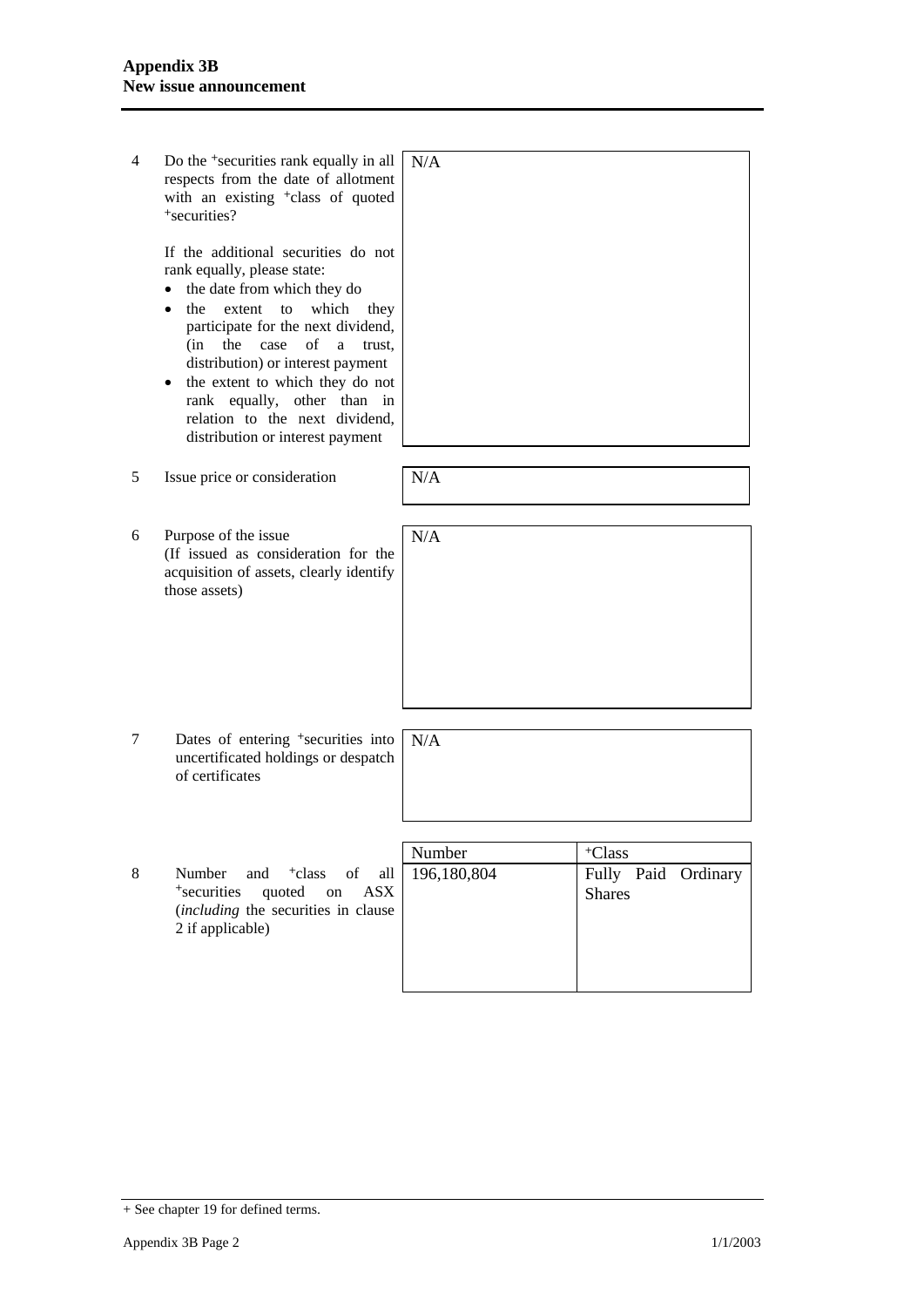| | | |
|---|---|---|
| 4 | Do the +securities rank equally in all respects from the date of allotment with an existing +class of quoted +securities?<br><br>If the additional securities do not rank equally, please state:<br>• the date from which they do<br>• the extent to which they participate for the next dividend, (in the case of a trust, distribution) or interest payment<br>• the extent to which they do not rank equally, other than in relation to the next dividend, distribution or interest payment | N/A |
| 5 | Issue price or consideration | N/A |
| 6 | Purpose of the issue<br>(If issued as consideration for the acquisition of assets, clearly identify those assets) | N/A |
| 7 | Dates of entering +securities into uncertificated holdings or despatch of certificates | N/A |

8 Number and +class of all +securities quoted on ASX (*including* the securities in clause 2 if applicable)

| Number | +Class |
|---|---|
| 196,180,804 | Fully Paid Ordinary Shares |

+ See chapter 19 for defined terms.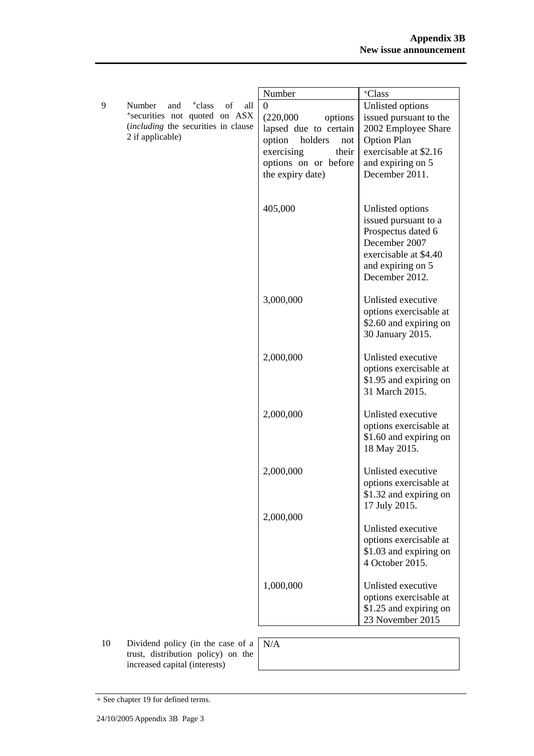| | | Number | +Class |
|---|---|---|---|
| 9 | Number and +class of all +securities not quoted on ASX (*including* the securities in clause 2 if applicable) | 0 (220,000 options lapsed due to certain option holders not exercising their options on or before the expiry date) | Unlisted options issued pursuant to the 2002 Employee Share Option Plan exercisable at $2.16 and expiring on 5 December 2011. |
| | | 405,000 | Unlisted options issued pursuant to a Prospectus dated 6 December 2007 exercisable at $4.40 and expiring on 5 December 2012. |
| | | 3,000,000 | Unlisted executive options exercisable at $2.60 and expiring on 30 January 2015. |
| | | 2,000,000 | Unlisted executive options exercisable at $1.95 and expiring on 31 March 2015. |
| | | 2,000,000 | Unlisted executive options exercisable at $1.60 and expiring on 18 May 2015. |
| | | 2,000,000 | Unlisted executive options exercisable at $1.32 and expiring on 17 July 2015. |
| | | 2,000,000 | Unlisted executive options exercisable at $1.03 and expiring on 4 October 2015. |
| | | 1,000,000 | Unlisted executive options exercisable at $1.25 and expiring on 23 November 2015 |

| | | |
|---|---|---|
| 10 | Dividend policy (in the case of a trust, distribution policy) on the increased capital (interests) | N/A |

+ See chapter 19 for defined terms.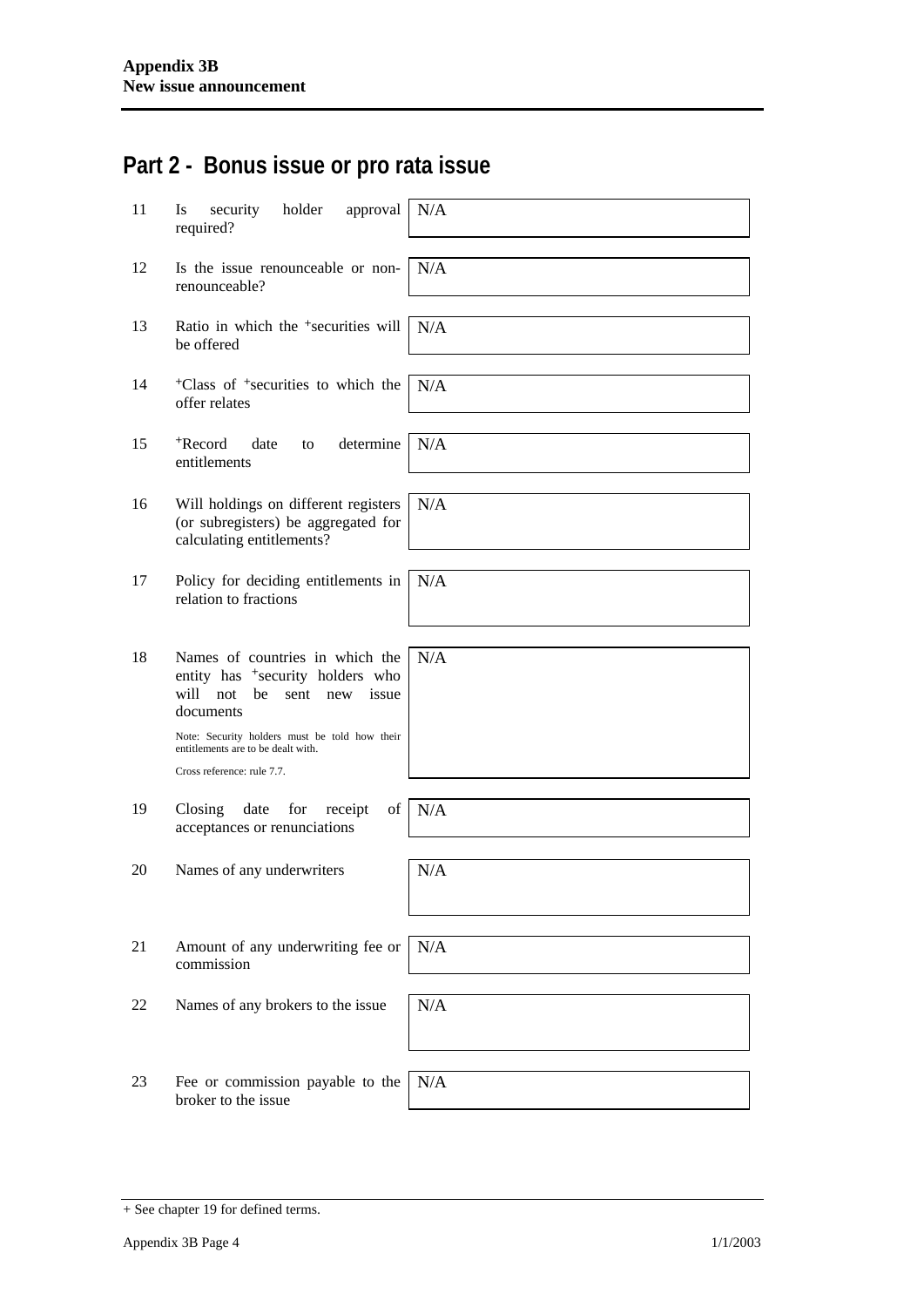## Part 2 - Bonus issue or pro rata issue

| | | |
|---|---|---|
| 11 | Is security holder approval required? | N/A |
| 12 | Is the issue renounceable or non-renounceable? | N/A |
| 13 | Ratio in which the +securities will be offered | N/A |
| 14 | +Class of +securities to which the offer relates | N/A |
| 15 | +Record date to determine entitlements | N/A |
| 16 | Will holdings on different registers (or subregisters) be aggregated for calculating entitlements? | N/A |
| 17 | Policy for deciding entitlements in relation to fractions | N/A |
| 18 | Names of countries in which the entity has +security holders who will not be sent new issue documents<br><br>Note: Security holders must be told how their entitlements are to be dealt with.<br><br>Cross reference: rule 7.7. | N/A |
| 19 | Closing date for receipt of acceptances or renunciations | N/A |
| 20 | Names of any underwriters | N/A |
| 21 | Amount of any underwriting fee or commission | N/A |
| 22 | Names of any brokers to the issue | N/A |
| 23 | Fee or commission payable to the broker to the issue | N/A |

+ See chapter 19 for defined terms.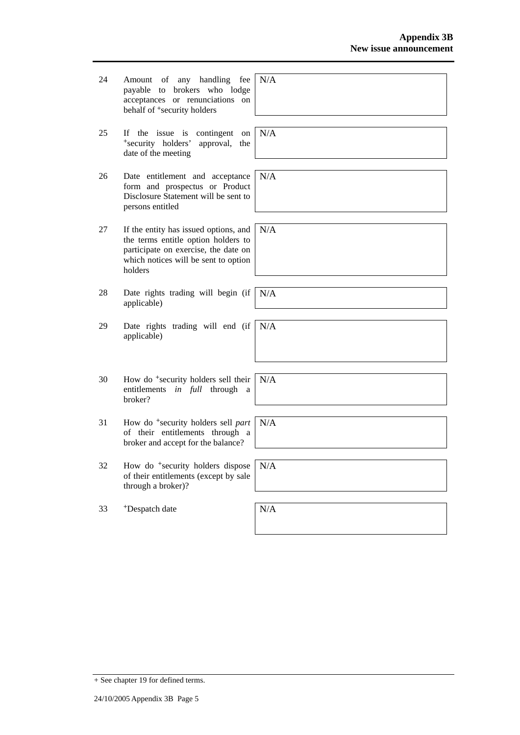| | | |
|---|---|---|
| 24 | Amount of any handling fee payable to brokers who lodge acceptances or renunciations on behalf of +security holders | N/A |
| 25 | If the issue is contingent on +security holders' approval, the date of the meeting | N/A |
| 26 | Date entitlement and acceptance form and prospectus or Product Disclosure Statement will be sent to persons entitled | N/A |
| 27 | If the entity has issued options, and the terms entitle option holders to participate on exercise, the date on which notices will be sent to option holders | N/A |
| 28 | Date rights trading will begin (if applicable) | N/A |
| 29 | Date rights trading will end (if applicable) | N/A |
| 30 | How do +security holders sell their entitlements *in full* through a broker? | N/A |
| 31 | How do +security holders sell *part* of their entitlements through a broker and accept for the balance? | N/A |
| 32 | How do +security holders dispose of their entitlements (except by sale through a broker)? | N/A |
| 33 | +Despatch date | N/A |

+ See chapter 19 for defined terms.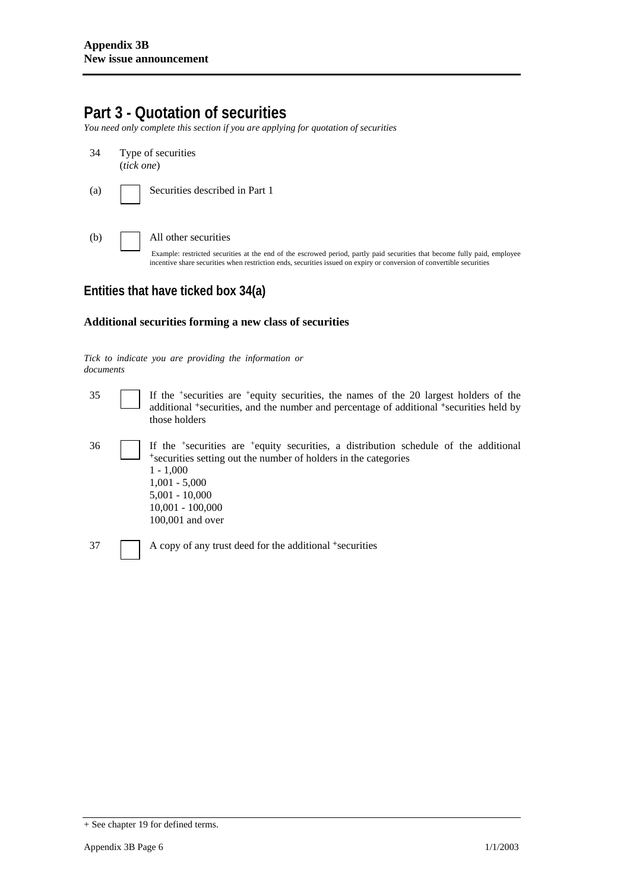# Part 3 - Quotation of securities

*You need only complete this section if you are applying for quotation of securities*

34 Type of securities (*tick one*)

(a) ☐ Securities described in Part 1

(b) ☐ All other securities

Example: restricted securities at the end of the escrowed period, partly paid securities that become fully paid, employee incentive share securities when restriction ends, securities issued on expiry or conversion of convertible securities

## Entities that have ticked box 34(a)

### Additional securities forming a new class of securities

*Tick to indicate you are providing the information or documents*

35 ☐ If the +securities are +equity securities, the names of the 20 largest holders of the additional +securities, and the number and percentage of additional +securities held by those holders

36 ☐ If the +securities are +equity securities, a distribution schedule of the additional +securities setting out the number of holders in the categories
1 - 1,000
1,001 - 5,000
5,001 - 10,000
10,001 - 100,000
100,001 and over

37 ☐ A copy of any trust deed for the additional +securities

+ See chapter 19 for defined terms.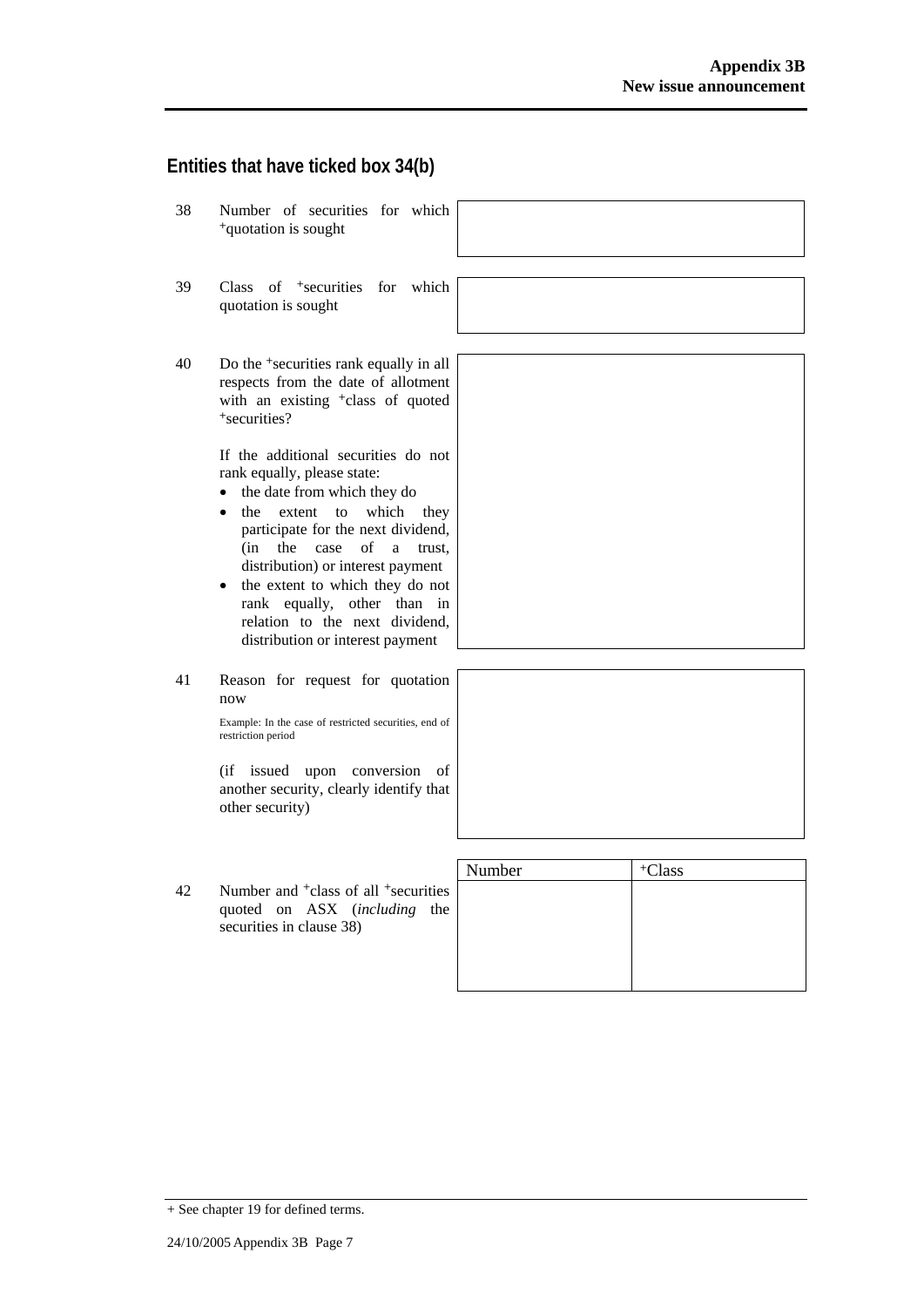## Entities that have ticked box 34(b)

38 Number of securities for which +quotation is sought

39 Class of +securities for which quotation is sought

40 Do the +securities rank equally in all respects from the date of allotment with an existing +class of quoted +securities?

If the additional securities do not rank equally, please state:

- the date from which they do
- the extent to which they participate for the next dividend, (in the case of a trust, distribution) or interest payment
- the extent to which they do not rank equally, other than in relation to the next dividend, distribution or interest payment

41 Reason for request for quotation now

Example: In the case of restricted securities, end of restriction period

(if issued upon conversion of another security, clearly identify that other security)

42 Number and +class of all +securities quoted on ASX (*including* the securities in clause 38)

| Number | +Class |
| --- | --- |
| | |

+ See chapter 19 for defined terms.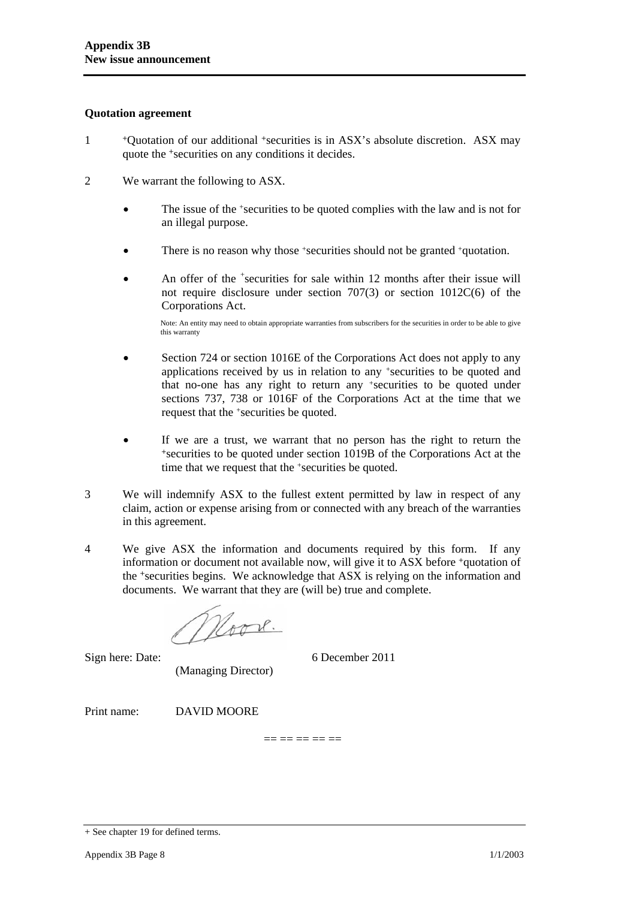## Quotation agreement

1 +Quotation of our additional +securities is in ASX's absolute discretion. ASX may quote the +securities on any conditions it decides.

2 We warrant the following to ASX.

- The issue of the +securities to be quoted complies with the law and is not for an illegal purpose.

- There is no reason why those +securities should not be granted +quotation.

- An offer of the +securities for sale within 12 months after their issue will not require disclosure under section 707(3) or section 1012C(6) of the Corporations Act.

  Note: An entity may need to obtain appropriate warranties from subscribers for the securities in order to be able to give this warranty

- Section 724 or section 1016E of the Corporations Act does not apply to any applications received by us in relation to any +securities to be quoted and that no-one has any right to return any +securities to be quoted under sections 737, 738 or 1016F of the Corporations Act at the time that we request that the +securities be quoted.

- If we are a trust, we warrant that no person has the right to return the +securities to be quoted under section 1019B of the Corporations Act at the time that we request that the +securities be quoted.

3 We will indemnify ASX to the fullest extent permitted by law in respect of any claim, action or expense arising from or connected with any breach of the warranties in this agreement.

4 We give ASX the information and documents required by this form. If any information or document not available now, will give it to ASX before +quotation of the +securities begins. We acknowledge that ASX is relying on the information and documents. We warrant that they are (will be) true and complete.

Sign here: Date: 6 December 2011

(Managing Director)

Print name: DAVID MOORE

== == == == ==

+ See chapter 19 for defined terms.